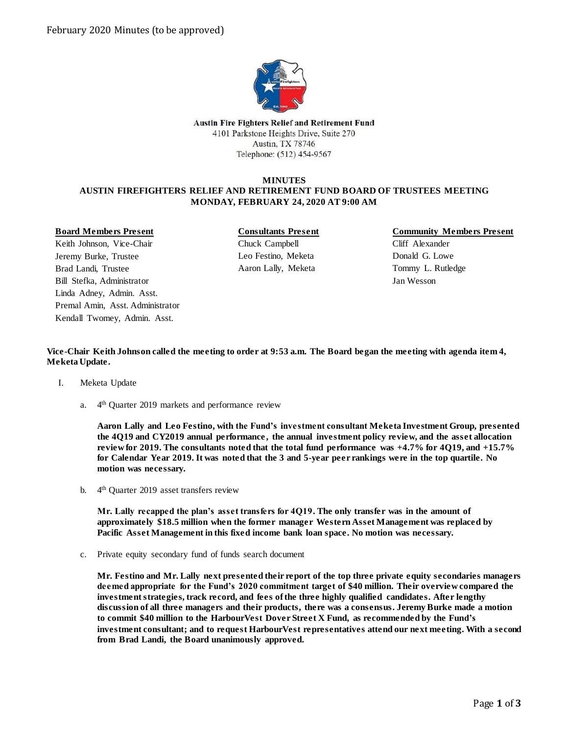February 2020 Minutes (to be approved)

**Austin Fire Fighters Relief and Retirement Fund**
4101 Parkstone Heights Drive, Suite 270
Austin, TX 78746
Telephone: (512) 454-9567

**MINUTES**
**AUSTIN FIREFIGHTERS RELIEF AND RETIREMENT FUND BOARD OF TRUSTEES MEETING**
**MONDAY, FEBRUARY 24, 2020 AT 9:00 AM**

| **Board Members Present** | **Consultants Present** | **Community Members Present** |
|---|---|---|
| Keith Johnson, Vice-Chair | Chuck Campbell | Cliff Alexander |
| Jeremy Burke, Trustee | Leo Festino, Meketa | Donald G. Lowe |
| Brad Landi, Trustee | Aaron Lally, Meketa | Tommy L. Rutledge |
| Bill Stefka, Administrator | | Jan Wesson |
| Linda Adney, Admin. Asst. | | |
| Premal Amin, Asst. Administrator | | |
| Kendall Twomey, Admin. Asst. | | |

**Vice-Chair Keith Johnson called the meeting to order at 9:53 a.m. The Board began the meeting with agenda item 4, Meketa Update.**

I. Meketa Update

a. 4th Quarter 2019 markets and performance review

**Aaron Lally and Leo Festino, with the Fund's investment consultant Meketa Investment Group, presented the 4Q19 and CY2019 annual performance, the annual investment policy review, and the asset allocation review for 2019. The consultants noted that the total fund performance was +4.7% for 4Q19, and +15.7% for Calendar Year 2019. It was noted that the 3 and 5-year peer rankings were in the top quartile. No motion was necessary.**

b. 4th Quarter 2019 asset transfers review

**Mr. Lally recapped the plan's asset transfers for 4Q19. The only transfer was in the amount of approximately $18.5 million when the former manager Western Asset Management was replaced by Pacific Asset Management in this fixed income bank loan space. No motion was necessary.**

c. Private equity secondary fund of funds search document

**Mr. Festino and Mr. Lally next presented their report of the top three private equity secondaries managers deemed appropriate for the Fund's 2020 commitment target of $40 million. Their overview compared the investment strategies, track record, and fees of the three highly qualified candidates. After lengthy discussion of all three managers and their products, there was a consensus. Jeremy Burke made a motion to commit $40 million to the HarbourVest Dover Street X Fund, as recommended by the Fund's investment consultant; and to request HarbourVest representatives attend our next meeting. With a second from Brad Landi, the Board unanimously approved.**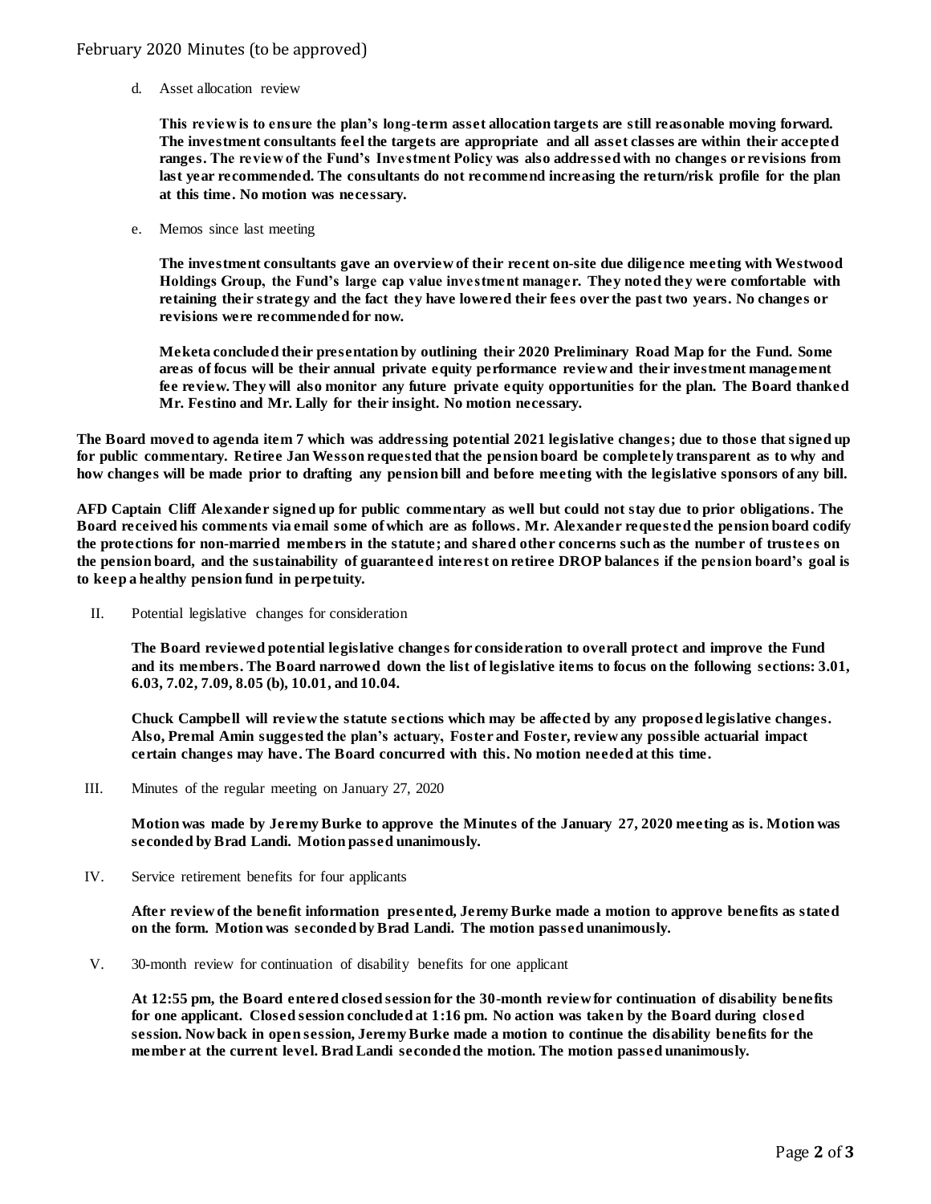d. Asset allocation review

**This review is to ensure the plan's long-term asset allocation targets are still reasonable moving forward. The investment consultants feel the targets are appropriate and all asset classes are within their accepted ranges. The review of the Fund's Investment Policy was also addressed with no changes or revisions from last year recommended. The consultants do not recommend increasing the return/risk profile for the plan at this time. No motion was necessary.**

e. Memos since last meeting

**The investment consultants gave an overview of their recent on-site due diligence meeting with Westwood Holdings Group, the Fund's large cap value investment manager. They noted they were comfortable with retaining their strategy and the fact they have lowered their fees over the past two years. No changes or revisions were recommended for now.**

**Meketa concluded their presentation by outlining their 2020 Preliminary Road Map for the Fund. Some areas of focus will be their annual private equity performance review and their investment management fee review. They will also monitor any future private equity opportunities for the plan. The Board thanked Mr. Festino and Mr. Lally for their insight. No motion necessary.**

**The Board moved to agenda item 7 which was addressing potential 2021 legislative changes; due to those that signed up for public commentary. Retiree Jan Wesson requested that the pension board be completely transparent as to why and how changes will be made prior to drafting any pension bill and before meeting with the legislative sponsors of any bill.**

**AFD Captain Cliff Alexander signed up for public commentary as well but could not stay due to prior obligations. The Board received his comments via email some of which are as follows. Mr. Alexander requested the pension board codify the protections for non-married members in the statute; and shared other concerns such as the number of trustees on the pension board, and the sustainability of guaranteed interest on retiree DROP balances if the pension board's goal is to keep a healthy pension fund in perpetuity.**

II. Potential legislative changes for consideration

**The Board reviewed potential legislative changes for consideration to overall protect and improve the Fund and its members. The Board narrowed down the list of legislative items to focus on the following sections: 3.01, 6.03, 7.02, 7.09, 8.05 (b), 10.01, and 10.04.**

**Chuck Campbell will review the statute sections which may be affected by any proposed legislative changes. Also, Premal Amin suggested the plan's actuary, Foster and Foster, review any possible actuarial impact certain changes may have. The Board concurred with this. No motion needed at this time.**

III. Minutes of the regular meeting on January 27, 2020

**Motion was made by Jeremy Burke to approve the Minutes of the January 27, 2020 meeting as is. Motion was seconded by Brad Landi. Motion passed unanimously.**

IV. Service retirement benefits for four applicants

**After review of the benefit information presented, Jeremy Burke made a motion to approve benefits as stated on the form. Motion was seconded by Brad Landi. The motion passed unanimously.**

V. 30-month review for continuation of disability benefits for one applicant

**At 12:55 pm, the Board entered closed session for the 30-month review for continuation of disability benefits for one applicant. Closed session concluded at 1:16 pm. No action was taken by the Board during closed session. Now back in open session, Jeremy Burke made a motion to continue the disability benefits for the member at the current level. Brad Landi seconded the motion. The motion passed unanimously.**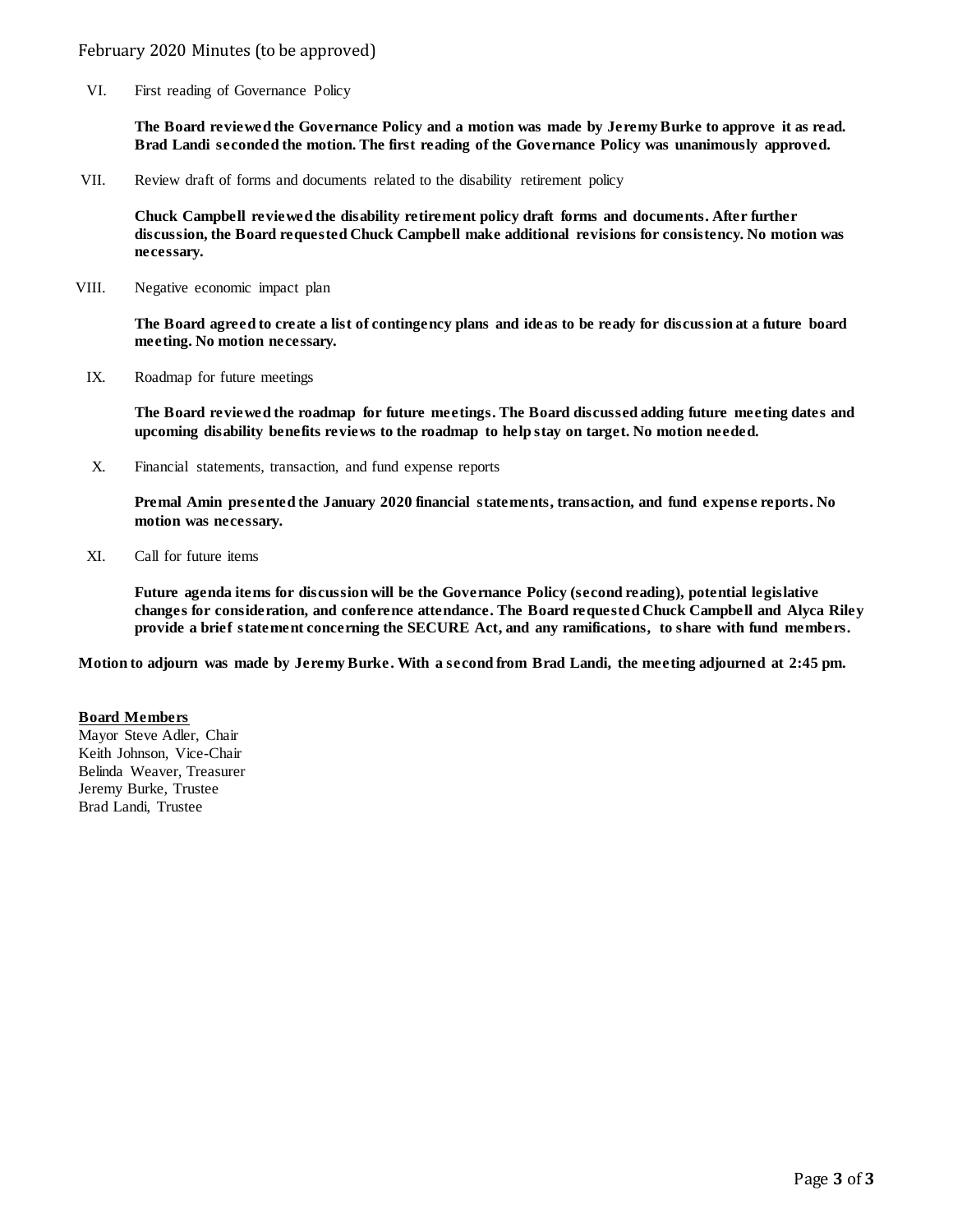VI. First reading of Governance Policy

**The Board reviewed the Governance Policy and a motion was made by Jeremy Burke to approve it as read. Brad Landi seconded the motion. The first reading of the Governance Policy was unanimously approved.**

VII. Review draft of forms and documents related to the disability retirement policy

**Chuck Campbell reviewed the disability retirement policy draft forms and documents. After further discussion, the Board requested Chuck Campbell make additional revisions for consistency. No motion was necessary.**

VIII. Negative economic impact plan

**The Board agreed to create a list of contingency plans and ideas to be ready for discussion at a future board meeting. No motion necessary.**

IX. Roadmap for future meetings

**The Board reviewed the roadmap for future meetings. The Board discussed adding future meeting dates and upcoming disability benefits reviews to the roadmap to help stay on target. No motion needed.**

X. Financial statements, transaction, and fund expense reports

**Premal Amin presented the January 2020 financial statements, transaction, and fund expense reports. No motion was necessary.**

XI. Call for future items

**Future agenda items for discussion will be the Governance Policy (second reading), potential legislative changes for consideration, and conference attendance. The Board requested Chuck Campbell and Alyca Riley provide a brief statement concerning the SECURE Act, and any ramifications, to share with fund members.**

**Motion to adjourn was made by Jeremy Burke. With a second from Brad Landi, the meeting adjourned at 2:45 pm.**

**Board Members**

Mayor Steve Adler, Chair
Keith Johnson, Vice-Chair
Belinda Weaver, Treasurer
Jeremy Burke, Trustee
Brad Landi, Trustee